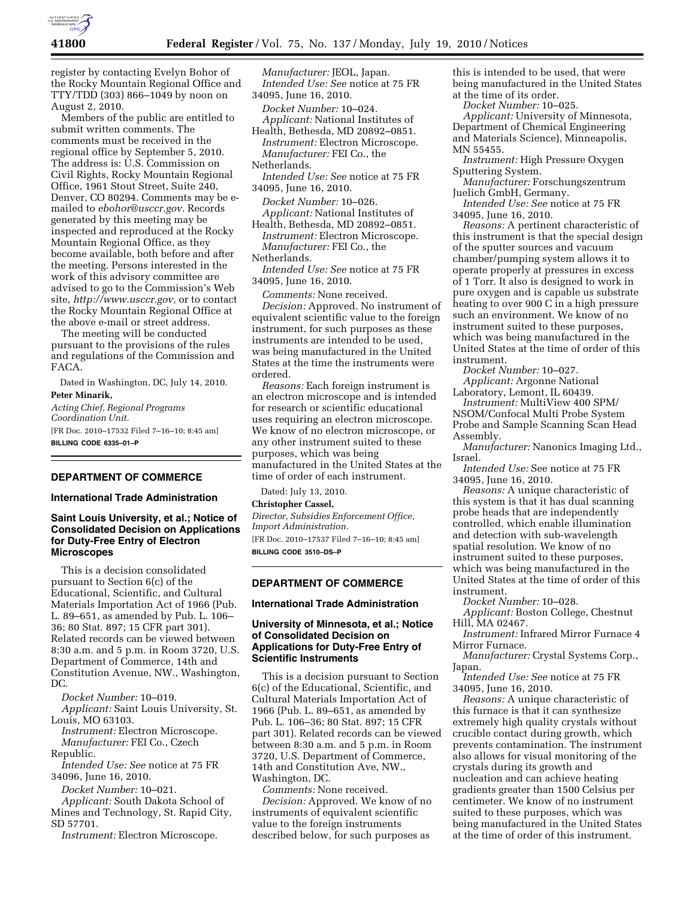register by contacting Evelyn Bohor of the Rocky Mountain Regional Office and TTY/TDD (303) 866–1049 by noon on August 2, 2010.

Members of the public are entitled to submit written comments. The comments must be received in the regional office by September 5, 2010. The address is: U.S. Commission on Civil Rights, Rocky Mountain Regional Office, 1961 Stout Street, Suite 240, Denver, CO 80294. Comments may be e-mailed to *ebohor@usccr.gov.* Records generated by this meeting may be inspected and reproduced at the Rocky Mountain Regional Office, as they become available, both before and after the meeting. Persons interested in the work of this advisory committee are advised to go to the Commission's Web site, *http://www.usccr.gov,* or to contact the Rocky Mountain Regional Office at the above e-mail or street address.

The meeting will be conducted pursuant to the provisions of the rules and regulations of the Commission and FACA.

Dated in Washington, DC, July 14, 2010.

**Peter Minarik,**

*Acting Chief, Regional Programs Coordination Unit.*

[FR Doc. 2010–17532 Filed 7–16–10; 8:45 am]

**BILLING CODE 6335–01–P**

## DEPARTMENT OF COMMERCE

### International Trade Administration

### Saint Louis University, et al.; Notice of Consolidated Decision on Applications for Duty-Free Entry of Electron Microscopes

This is a decision consolidated pursuant to Section 6(c) of the Educational, Scientific, and Cultural Materials Importation Act of 1966 (Pub. L. 89–651, as amended by Pub. L. 106–36; 80 Stat. 897; 15 CFR part 301). Related records can be viewed between 8:30 a.m. and 5 p.m. in Room 3720, U.S. Department of Commerce, 14th and Constitution Avenue, NW., Washington, DC.

*Docket Number:* 10–019.

*Applicant:* Saint Louis University, St. Louis, MO 63103.

*Instrument:* Electron Microscope.

*Manufacturer:* FEI Co., Czech Republic.

*Intended Use: See* notice at 75 FR 34096, June 16, 2010.

*Docket Number:* 10–021.

*Applicant:* South Dakota School of Mines and Technology, St. Rapid City, SD 57701.

*Instrument:* Electron Microscope.

*Manufacturer:* JEOL, Japan.

*Intended Use: See* notice at 75 FR 34095, June 16, 2010.

*Docket Number:* 10–024.

*Applicant:* National Institutes of Health, Bethesda, MD 20892–0851.

*Instrument:* Electron Microscope.

*Manufacturer:* FEI Co., the Netherlands.

*Intended Use: See* notice at 75 FR 34095, June 16, 2010.

*Docket Number:* 10–026.

*Applicant:* National Institutes of Health, Bethesda, MD 20892–0851.

*Instrument:* Electron Microscope.

*Manufacturer:* FEI Co., the Netherlands.

*Intended Use: See* notice at 75 FR 34095, June 16, 2010.

*Comments:* None received.

*Decision:* Approved. No instrument of equivalent scientific value to the foreign instrument, for such purposes as these instruments are intended to be used, was being manufactured in the United States at the time the instruments were ordered.

*Reasons:* Each foreign instrument is an electron microscope and is intended for research or scientific educational uses requiring an electron microscope. We know of no electron microscope, or any other instrument suited to these purposes, which was being manufactured in the United States at the time of order of each instrument.

Dated: July 13, 2010.

**Christopher Cassel,**

*Director, Subsidies Enforcement Office, Import Administration.*

[FR Doc. 2010–17537 Filed 7–16–10; 8:45 am]

**BILLING CODE 3510–DS–P**

## DEPARTMENT OF COMMERCE

### International Trade Administration

### University of Minnesota, et al.; Notice of Consolidated Decision on Applications for Duty-Free Entry of Scientific Instruments

This is a decision pursuant to Section 6(c) of the Educational, Scientific, and Cultural Materials Importation Act of 1966 (Pub. L. 89–651, as amended by Pub. L. 106–36; 80 Stat. 897; 15 CFR part 301). Related records can be viewed between 8:30 a.m. and 5 p.m. in Room 3720, U.S. Department of Commerce, 14th and Constitution Ave, NW., Washington, DC.

*Comments:* None received.

*Decision:* Approved. We know of no instruments of equivalent scientific value to the foreign instruments described below, for such purposes as this is intended to be used, that were being manufactured in the United States at the time of its order.

*Docket Number:* 10–025.

*Applicant:* University of Minnesota, Department of Chemical Engineering and Materials Science), Minneapolis, MN 55455.

*Instrument:* High Pressure Oxygen Sputtering System.

*Manufacturer:* Forschungszentrum Juelich GmbH, Germany.

*Intended Use: See* notice at 75 FR 34095, June 16, 2010.

*Reasons:* A pertinent characteristic of this instrument is that the special design of the sputter sources and vacuum chamber/pumping system allows it to operate properly at pressures in excess of 1 Torr. It also is designed to work in pure oxygen and is capable us substrate heating to over 900 C in a high pressure such an environment. We know of no instrument suited to these purposes, which was being manufactured in the United States at the time of order of this instrument.

*Docket Number:* 10–027.

*Applicant:* Argonne National Laboratory, Lemont, IL 60439.

*Instrument:* MultiView 400 SPM/NSOM/Confocal Multi Probe System Probe and Sample Scanning Scan Head Assembly.

*Manufacturer:* Nanonics Imaging Ltd., Israel.

*Intended Use:* See notice at 75 FR 34095, June 16, 2010.

*Reasons:* A unique characteristic of this system is that it has dual scanning probe heads that are independently controlled, which enable illumination and detection with sub-wavelength spatial resolution. We know of no instrument suited to these purposes, which was being manufactured in the United States at the time of order of this instrument.

*Docket Number:* 10–028.

*Applicant:* Boston College, Chestnut Hill, MA 02467.

*Instrument:* Infrared Mirror Furnace 4 Mirror Furnace.

*Manufacturer:* Crystal Systems Corp., Japan.

*Intended Use: See* notice at 75 FR 34095, June 16, 2010.

*Reasons:* A unique characteristic of this furnace is that it can synthesize extremely high quality crystals without crucible contact during growth, which prevents contamination. The instrument also allows for visual monitoring of the crystals during its growth and nucleation and can achieve heating gradients greater than 1500 Celsius per centimeter. We know of no instrument suited to these purposes, which was being manufactured in the United States at the time of order of this instrument.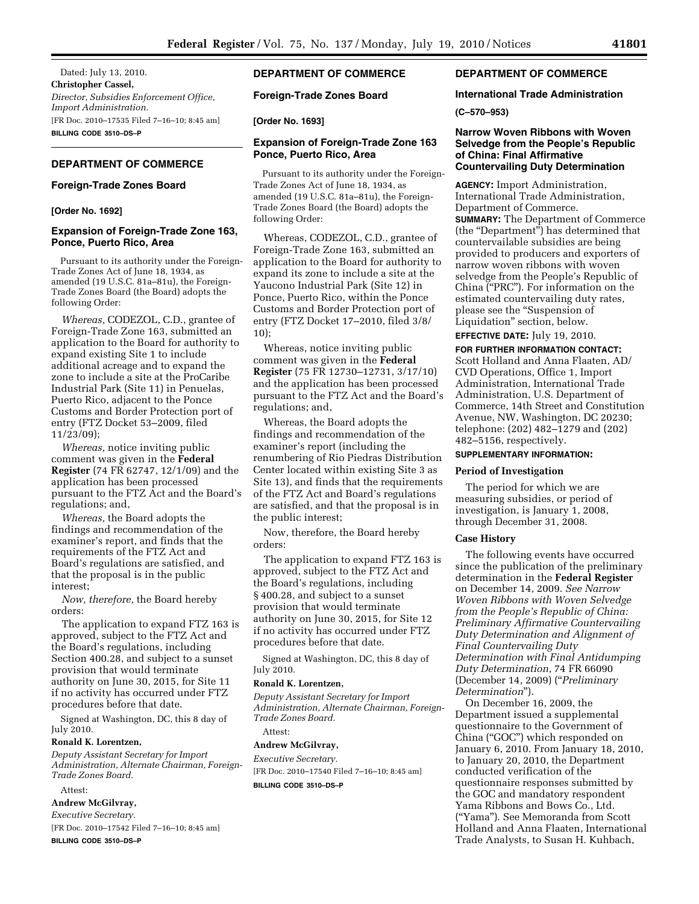Dated: July 13, 2010.

**Christopher Cassel,**

*Director, Subsidies Enforcement Office, Import Administration.*

[FR Doc. 2010–17535 Filed 7–16–10; 8:45 am]

**BILLING CODE 3510–DS–P**

---

## DEPARTMENT OF COMMERCE

### Foreign-Trade Zones Board

**[Order No. 1692]**

### Expansion of Foreign-Trade Zone 163, Ponce, Puerto Rico, Area

Pursuant to its authority under the Foreign-Trade Zones Act of June 18, 1934, as amended (19 U.S.C. 81a–81u), the Foreign-Trade Zones Board (the Board) adopts the following Order:

*Whereas,* CODEZOL, C.D., grantee of Foreign-Trade Zone 163, submitted an application to the Board for authority to expand existing Site 1 to include additional acreage and to expand the zone to include a site at the ProCaribe Industrial Park (Site 11) in Penuelas, Puerto Rico, adjacent to the Ponce Customs and Border Protection port of entry (FTZ Docket 53–2009, filed 11/23/09);

*Whereas,* notice inviting public comment was given in the **Federal Register** (74 FR 62747, 12/1/09) and the application has been processed pursuant to the FTZ Act and the Board's regulations; and,

*Whereas,* the Board adopts the findings and recommendation of the examiner's report, and finds that the requirements of the FTZ Act and Board's regulations are satisfied, and that the proposal is in the public interest;

*Now, therefore,* the Board hereby orders:

The application to expand FTZ 163 is approved, subject to the FTZ Act and the Board's regulations, including Section 400.28, and subject to a sunset provision that would terminate authority on June 30, 2015, for Site 11 if no activity has occurred under FTZ procedures before that date.

Signed at Washington, DC, this 8 day of July 2010.

**Ronald K. Lorentzen,**

*Deputy Assistant Secretary for Import Administration, Alternate Chairman, Foreign-Trade Zones Board.*

Attest:

**Andrew McGilvray,**

*Executive Secretary.*

[FR Doc. 2010–17542 Filed 7–16–10; 8:45 am]

**BILLING CODE 3510–DS–P**

---

## DEPARTMENT OF COMMERCE

### Foreign-Trade Zones Board

**[Order No. 1693]**

### Expansion of Foreign-Trade Zone 163 Ponce, Puerto Rico, Area

Pursuant to its authority under the Foreign-Trade Zones Act of June 18, 1934, as amended (19 U.S.C. 81a–81u), the Foreign-Trade Zones Board (the Board) adopts the following Order:

Whereas, CODEZOL, C.D., grantee of Foreign-Trade Zone 163, submitted an application to the Board for authority to expand its zone to include a site at the Yaucono Industrial Park (Site 12) in Ponce, Puerto Rico, within the Ponce Customs and Border Protection port of entry (FTZ Docket 17–2010, filed 3/8/10);

Whereas, notice inviting public comment was given in the **Federal Register** (75 FR 12730–12731, 3/17/10) and the application has been processed pursuant to the FTZ Act and the Board's regulations; and,

Whereas, the Board adopts the findings and recommendation of the examiner's report (including the renumbering of Rio Piedras Distribution Center located within existing Site 3 as Site 13), and finds that the requirements of the FTZ Act and Board's regulations are satisfied, and that the proposal is in the public interest;

Now, therefore, the Board hereby orders:

The application to expand FTZ 163 is approved, subject to the FTZ Act and the Board's regulations, including § 400.28, and subject to a sunset provision that would terminate authority on June 30, 2015, for Site 12 if no activity has occurred under FTZ procedures before that date.

Signed at Washington, DC, this 8 day of July 2010.

**Ronald K. Lorentzen,**

*Deputy Assistant Secretary for Import Administration, Alternate Chairman, Foreign-Trade Zones Board.*

Attest:

**Andrew McGilvray,**

*Executive Secretary.*

[FR Doc. 2010–17540 Filed 7–16–10; 8:45 am]

**BILLING CODE 3510–DS–P**

---

## DEPARTMENT OF COMMERCE

### International Trade Administration

**(C–570–953)**

### Narrow Woven Ribbons with Woven Selvedge from the People's Republic of China: Final Affirmative Countervailing Duty Determination

**AGENCY:** Import Administration, International Trade Administration, Department of Commerce.

**SUMMARY:** The Department of Commerce (the "Department") has determined that countervailable subsidies are being provided to producers and exporters of narrow woven ribbons with woven selvedge from the People's Republic of China ("PRC"). For information on the estimated countervailing duty rates, please see the "Suspension of Liquidation" section, below.

**EFFECTIVE DATE:** July 19, 2010.

**FOR FURTHER INFORMATION CONTACT:** Scott Holland and Anna Flaaten, AD/CVD Operations, Office 1, Import Administration, International Trade Administration, U.S. Department of Commerce, 14th Street and Constitution Avenue, NW, Washington, DC 20230; telephone: (202) 482–1279 and (202) 482–5156, respectively.

**SUPPLEMENTARY INFORMATION:**

#### Period of Investigation

The period for which we are measuring subsidies, or period of investigation, is January 1, 2008, through December 31, 2008.

#### Case History

The following events have occurred since the publication of the preliminary determination in the **Federal Register** on December 14, 2009. *See Narrow Woven Ribbons with Woven Selvedge from the People's Republic of China: Preliminary Affirmative Countervailing Duty Determination and Alignment of Final Countervailing Duty Determination with Final Antidumping Duty Determination*, 74 FR 66090 (December 14, 2009) ("*Preliminary Determination*").

On December 16, 2009, the Department issued a supplemental questionnaire to the Government of China ("GOC") which responded on January 6, 2010. From January 18, 2010, to January 20, 2010, the Department conducted verification of the questionnaire responses submitted by the GOC and mandatory respondent Yama Ribbons and Bows Co., Ltd. ("Yama"). See Memoranda from Scott Holland and Anna Flaaten, International Trade Analysts, to Susan H. Kuhbach,